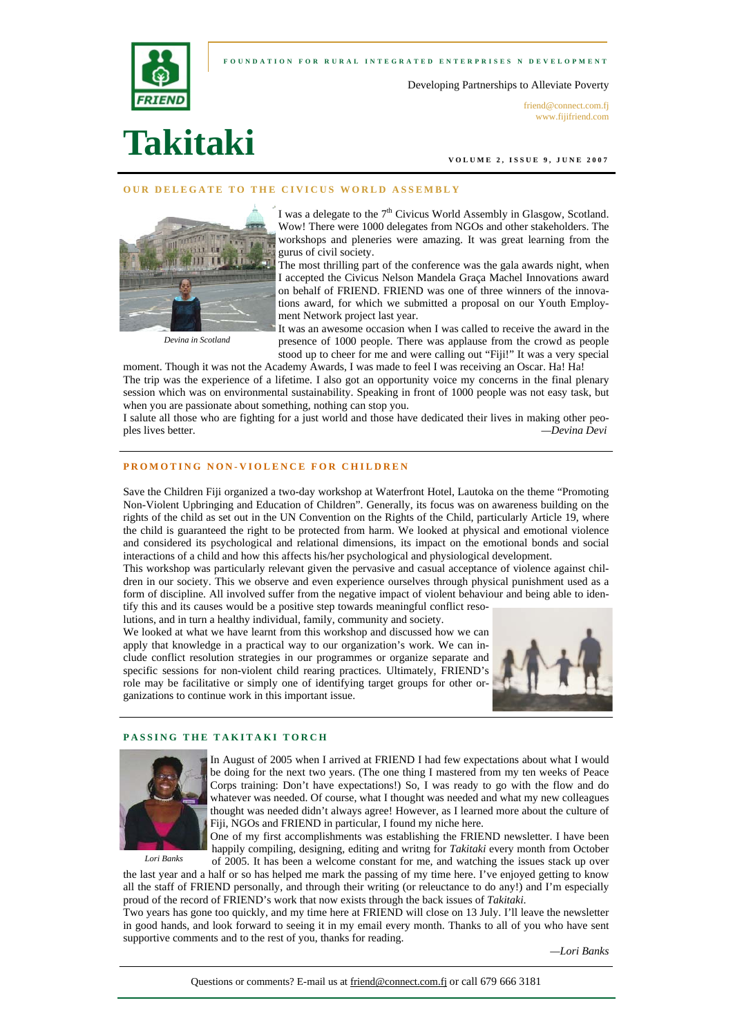FOUNDATION FOR RURAL INTEGRATED ENTERPRISES N DEVELOPMENT

Developing Partnerships to Alleviate Poverty

friend@connect.com.fj
www.fijifriend.com

# Takitaki

VOLUME 2, ISSUE 9, JUNE 2007

## OUR DELEGATE TO THE CIVICUS WORLD ASSEMBLY

*Devina in Scotland*

I was a delegate to the 7th Civicus World Assembly in Glasgow, Scotland. Wow! There were 1000 delegates from NGOs and other stakeholders. The workshops and pleneries were amazing. It was great learning from the gurus of civil society.

The most thrilling part of the conference was the gala awards night, when I accepted the Civicus Nelson Mandela Graça Machel Innovations award on behalf of FRIEND. FRIEND was one of three winners of the innovations award, for which we submitted a proposal on our Youth Employment Network project last year.

It was an awesome occasion when I was called to receive the award in the presence of 1000 people. There was applause from the crowd as people stood up to cheer for me and were calling out "Fiji!" It was a very special moment. Though it was not the Academy Awards, I was made to feel I was receiving an Oscar. Ha! Ha!

The trip was the experience of a lifetime. I also got an opportunity voice my concerns in the final plenary session which was on environmental sustainability. Speaking in front of 1000 people was not easy task, but when you are passionate about something, nothing can stop you.

I salute all those who are fighting for a just world and those have dedicated their lives in making other peoples lives better.

*—Devina Devi*

## PROMOTING NON-VIOLENCE FOR CHILDREN

Save the Children Fiji organized a two-day workshop at Waterfront Hotel, Lautoka on the theme "Promoting Non-Violent Upbringing and Education of Children". Generally, its focus was on awareness building on the rights of the child as set out in the UN Convention on the Rights of the Child, particularly Article 19, where the child is guaranteed the right to be protected from harm. We looked at physical and emotional violence and considered its psychological and relational dimensions, its impact on the emotional bonds and social interactions of a child and how this affects his/her psychological and physiological development.

This workshop was particularly relevant given the pervasive and casual acceptance of violence against children in our society. This we observe and even experience ourselves through physical punishment used as a form of discipline. All involved suffer from the negative impact of violent behaviour and being able to identify this and its causes would be a positive step towards meaningful conflict resolutions, and in turn a healthy individual, family, community and society.

We looked at what we have learnt from this workshop and discussed how we can apply that knowledge in a practical way to our organization's work. We can include conflict resolution strategies in our programmes or organize separate and specific sessions for non-violent child rearing practices. Ultimately, FRIEND's role may be facilitative or simply one of identifying target groups for other organizations to continue work in this important issue.

## PASSING THE TAKITAKI TORCH

*Lori Banks*

In August of 2005 when I arrived at FRIEND I had few expectations about what I would be doing for the next two years. (The one thing I mastered from my ten weeks of Peace Corps training: Don't have expectations!) So, I was ready to go with the flow and do whatever was needed. Of course, what I thought was needed and what my new colleagues thought was needed didn't always agree! However, as I learned more about the culture of Fiji, NGOs and FRIEND in particular, I found my niche here.

One of my first accomplishments was establishing the FRIEND newsletter. I have been happily compiling, designing, editing and writng for *Takitaki* every month from October of 2005. It has been a welcome constant for me, and watching the issues stack up over the last year and a half or so has helped me mark the passing of my time here. I've enjoyed getting to know all the staff of FRIEND personally, and through their writing (or releuctance to do any!) and I'm especially proud of the record of FRIEND's work that now exists through the back issues of *Takitaki*.

Two years has gone too quickly, and my time here at FRIEND will close on 13 July. I'll leave the newsletter in good hands, and look forward to seeing it in my email every month. Thanks to all of you who have sent supportive comments and to the rest of you, thanks for reading.

*—Lori Banks*

Questions or comments? E-mail us at friend@connect.com.fj or call 679 666 3181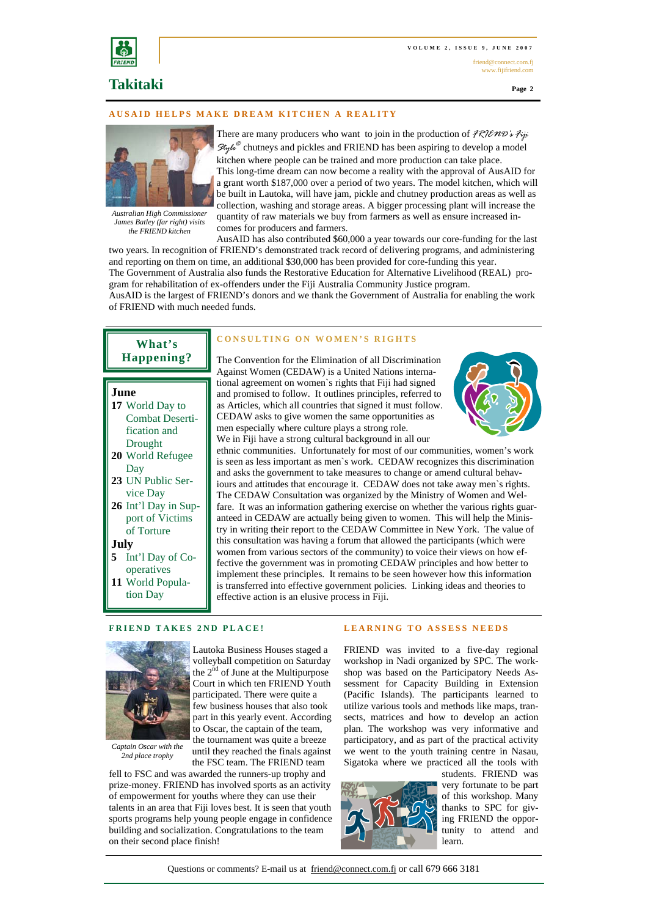## AUSAID HELPS MAKE DREAM KITCHEN A REALITY

*Australian High Commissioner James Batley (far right) visits the FRIEND kitchen*

There are many producers who want to join in the production of *FRIEND's Fiji Style©* chutneys and pickles and FRIEND has been aspiring to develop a model kitchen where people can be trained and more production can take place.

This long-time dream can now become a reality with the approval of AusAID for a grant worth $187,000 over a period of two years. The model kitchen, which will be built in Lautoka, will have jam, pickle and chutney production areas as well as collection, washing and storage areas. A bigger processing plant will increase the quantity of raw materials we buy from farmers as well as ensure increased incomes for producers and farmers.

AusAID has also contributed $60,000 a year towards our core-funding for the last two years. In recognition of FRIEND's demonstrated track record of delivering programs, and administering and reporting on them on time, an additional $30,000 has been provided for core-funding this year.

The Government of Australia also funds the Restorative Education for Alternative Livelihood (REAL) program for rehabilitation of ex-offenders under the Fiji Australia Community Justice program.

AusAID is the largest of FRIEND's donors and we thank the Government of Australia for enabling the work of FRIEND with much needed funds.

## What's Happening?

**June**
- **17** World Day to Combat Desertification and Drought
- **20** World Refugee Day
- **23** UN Public Service Day
- **26** Int'l Day in Support of Victims of Torture

**July**
- **5** Int'l Day of Co-operatives
- **11** World Population Day

## CONSULTING ON WOMEN'S RIGHTS

The Convention for the Elimination of all Discrimination Against Women (CEDAW) is a United Nations international agreement on women`s rights that Fiji had signed and promised to follow. It outlines principles, referred to as Articles, which all countries that signed it must follow. CEDAW asks to give women the same opportunities as men especially where culture plays a strong role.

We in Fiji have a strong cultural background in all our ethnic communities. Unfortunately for most of our communities, women's work is seen as less important as men`s work. CEDAW recognizes this discrimination and asks the government to take measures to change or amend cultural behaviours and attitudes that encourage it. CEDAW does not take away men`s rights.

The CEDAW Consultation was organized by the Ministry of Women and Welfare. It was an information gathering exercise on whether the various rights guaranteed in CEDAW are actually being given to women. This will help the Ministry in writing their report to the CEDAW Committee in New York. The value of this consultation was having a forum that allowed the participants (which were women from various sectors of the community) to voice their views on how effective the government was in promoting CEDAW principles and how better to implement these principles. It remains to be seen however how this information is transferred into effective government policies. Linking ideas and theories to effective action is an elusive process in Fiji.

## FRIEND TAKES 2ND PLACE!

*Captain Oscar with the 2nd place trophy*

Lautoka Business Houses staged a volleyball competition on Saturday the 2nd of June at the Multipurpose Court in which ten FRIEND Youth participated. There were quite a few business houses that also took part in this yearly event. According to Oscar, the captain of the team, the tournament was quite a breeze until they reached the finals against the FSC team. The FRIEND team fell to FSC and was awarded the runners-up trophy and prize-money. FRIEND has involved sports as an activity of empowerment for youths where they can use their talents in an area that Fiji loves best. It is seen that youth sports programs help young people engage in confidence building and socialization. Congratulations to the team on their second place finish!

## LEARNING TO ASSESS NEEDS

FRIEND was invited to a five-day regional workshop in Nadi organized by SPC. The workshop was based on the Participatory Needs Assessment for Capacity Building in Extension (Pacific Islands). The participants learned to utilize various tools and methods like maps, transects, matrices and how to develop an action plan. The workshop was very informative and participatory, and as part of the practical activity we went to the youth training centre in Nasau, Sigatoka where we practiced all the tools with students. FRIEND was very fortunate to be part of this workshop. Many thanks to SPC for giving FRIEND the opportunity to attend and learn.

Questions or comments? E-mail us at friend@connect.com.fj or call 679 666 3181